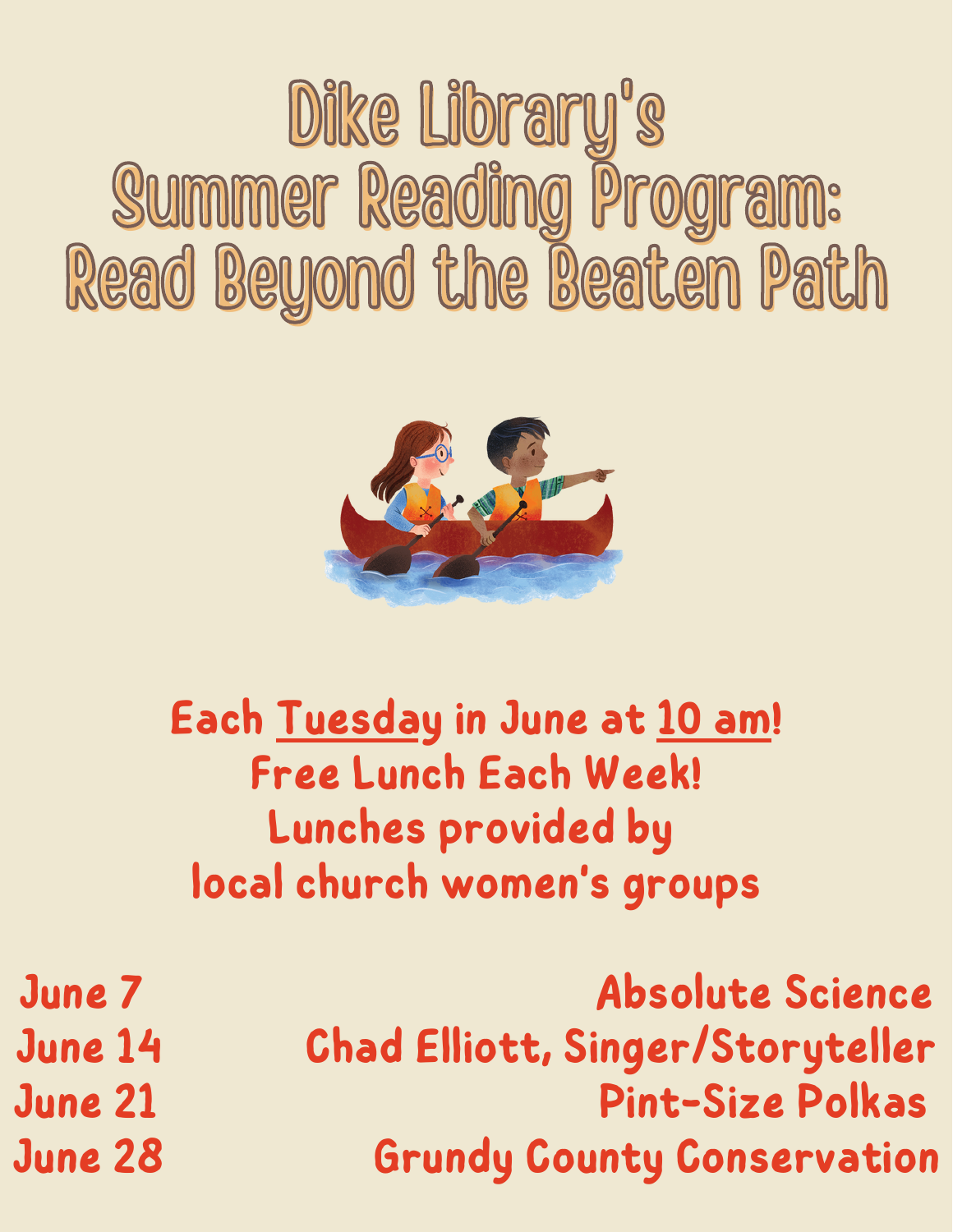# Dike Library's Summer Reading Program: Read Beyond the Beaten Path

**Each Tuesday in June at 10 am!**
**Free Lunch Each Week!**
**Lunches provided by local church women's groups**

| | |
|---|---|
| June 7 | Absolute Science |
| June 14 | Chad Elliott, Singer/Storyteller |
| June 21 | Pint-Size Polkas |
| June 28 | Grundy County Conservation |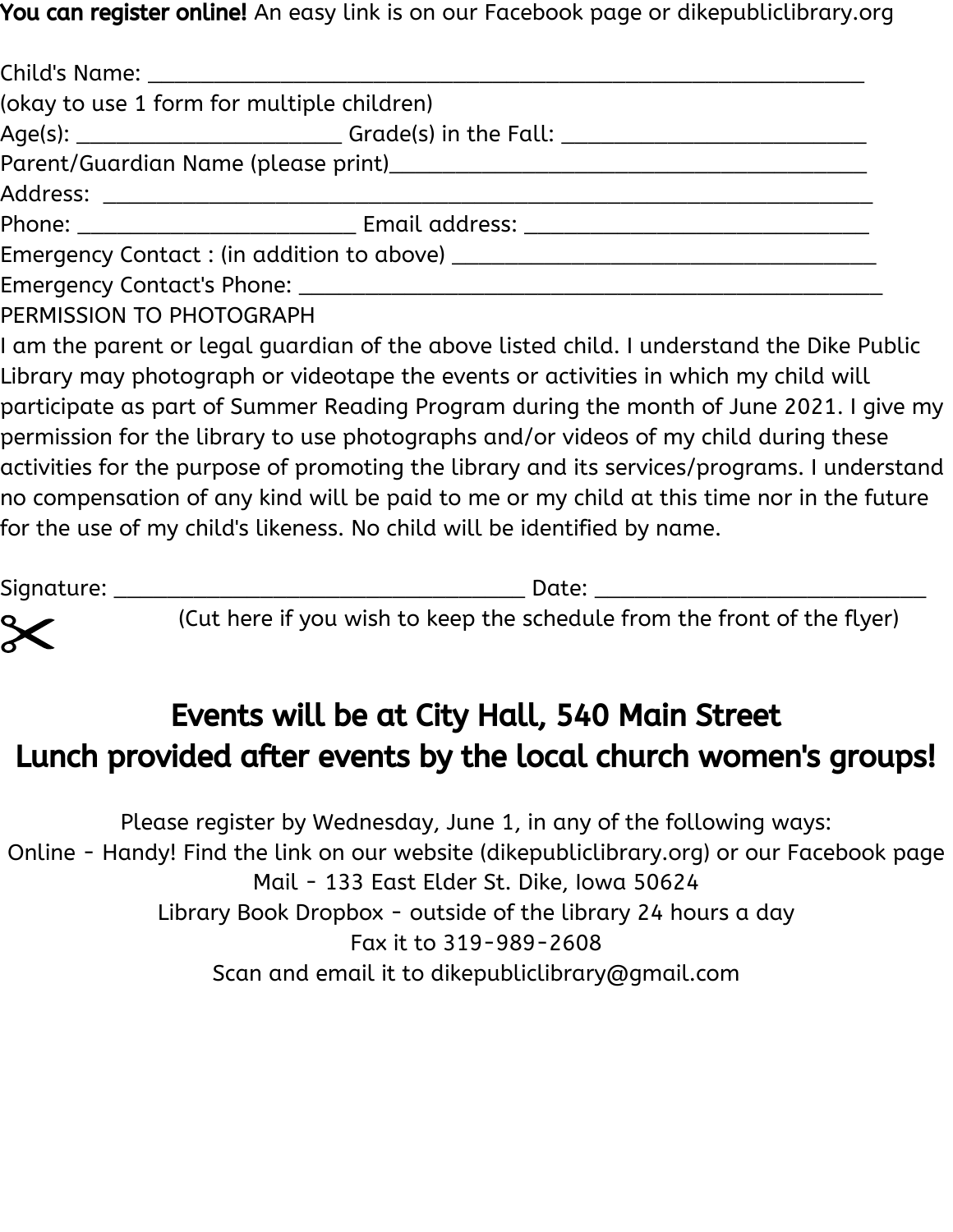**You can register online!** An easy link is on our Facebook page or dikepubliclibrary.org

Child's Name: ___________________________________________________________

(okay to use 1 form for multiple children)

Age(s): ______________________ Grade(s) in the Fall: __________________________

Parent/Guardian Name (please print)________________________________________

Address: ___________________________________________________________________

Phone: ________________________ Email address: ______________________________

Emergency Contact : (in addition to above) ____________________________________

Emergency Contact's Phone: ____________________________________________________

PERMISSION TO PHOTOGRAPH

I am the parent or legal guardian of the above listed child. I understand the Dike Public Library may photograph or videotape the events or activities in which my child will participate as part of Summer Reading Program during the month of June 2021. I give my permission for the library to use photographs and/or videos of my child during these activities for the purpose of promoting the library and its services/programs. I understand no compensation of any kind will be paid to me or my child at this time nor in the future for the use of my child's likeness. No child will be identified by name.

Signature: ____________________________________ Date: ____________________________

✂ (Cut here if you wish to keep the schedule from the front of the flyer)

## Events will be at City Hall, 540 Main Street
## Lunch provided after events by the local church women's groups!

Please register by Wednesday, June 1, in any of the following ways:

Online - Handy! Find the link on our website (dikepubliclibrary.org) or our Facebook page

Mail - 133 East Elder St. Dike, Iowa 50624

Library Book Dropbox - outside of the library 24 hours a day

Fax it to 319-989-2608

Scan and email it to dikepubliclibrary@gmail.com